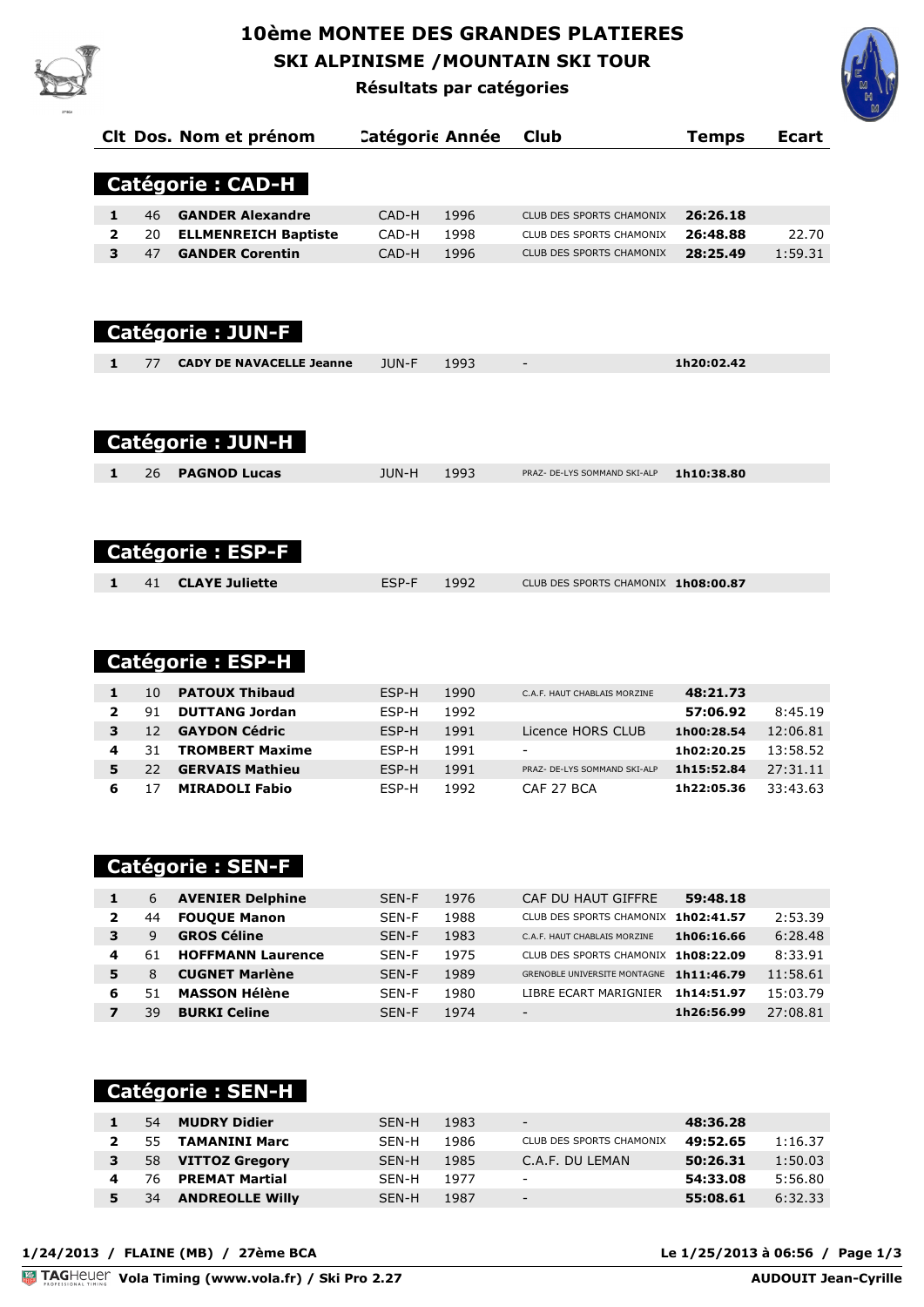# 10ème MONTEE DES GRANDES PLATIERES

## SKI ALPINISME /MOUNTAIN SKI TOUR

### Résultats par catégories

## Catégorie : CAD-H

| Clt | Dos. | Nom et prénom | Catégorie | Année | Club | Temps | Ecart |
|---|---|---|---|---|---|---|---|
| 1 | 46 | **GANDER Alexandre** | CAD-H | 1996 | CLUB DES SPORTS CHAMONIX | **26:26.18** | |
| 2 | 20 | **ELLMENREICH Baptiste** | CAD-H | 1998 | CLUB DES SPORTS CHAMONIX | **26:48.88** | 22.70 |
| 3 | 47 | **GANDER Corentin** | CAD-H | 1996 | CLUB DES SPORTS CHAMONIX | **28:25.49** | 1:59.31 |

## Catégorie : JUN-F

| Clt | Dos. | Nom et prénom | Catégorie | Année | Club | Temps | Ecart |
|---|---|---|---|---|---|---|---|
| 1 | 77 | **CADY DE NAVACELLE Jeanne** | JUN-F | 1993 | - | **1h20:02.42** | |

## Catégorie : JUN-H

| Clt | Dos. | Nom et prénom | Catégorie | Année | Club | Temps | Ecart |
|---|---|---|---|---|---|---|---|
| 1 | 26 | **PAGNOD Lucas** | JUN-H | 1993 | PRAZ- DE-LYS SOMMAND SKI-ALP | **1h10:38.80** | |

## Catégorie : ESP-F

| Clt | Dos. | Nom et prénom | Catégorie | Année | Club | Temps | Ecart |
|---|---|---|---|---|---|---|---|
| 1 | 41 | **CLAYE Juliette** | ESP-F | 1992 | CLUB DES SPORTS CHAMONIX | **1h08:00.87** | |

## Catégorie : ESP-H

| Clt | Dos. | Nom et prénom | Catégorie | Année | Club | Temps | Ecart |
|---|---|---|---|---|---|---|---|
| 1 | 10 | **PATOUX Thibaud** | ESP-H | 1990 | C.A.F. HAUT CHABLAIS MORZINE | **48:21.73** | |
| 2 | 91 | **DUTTANG Jordan** | ESP-H | 1992 | | **57:06.92** | 8:45.19 |
| 3 | 12 | **GAYDON Cédric** | ESP-H | 1991 | Licence HORS CLUB | **1h00:28.54** | 12:06.81 |
| 4 | 31 | **TROMBERT Maxime** | ESP-H | 1991 | - | **1h02:20.25** | 13:58.52 |
| 5 | 22 | **GERVAIS Mathieu** | ESP-H | 1991 | PRAZ- DE-LYS SOMMAND SKI-ALP | **1h15:52.84** | 27:31.11 |
| 6 | 17 | **MIRADOLI Fabio** | ESP-H | 1992 | CAF 27 BCA | **1h22:05.36** | 33:43.63 |

## Catégorie : SEN-F

| Clt | Dos. | Nom et prénom | Catégorie | Année | Club | Temps | Ecart |
|---|---|---|---|---|---|---|---|
| 1 | 6 | **AVENIER Delphine** | SEN-F | 1976 | CAF DU HAUT GIFFRE | **59:48.18** | |
| 2 | 44 | **FOUQUE Manon** | SEN-F | 1988 | CLUB DES SPORTS CHAMONIX | **1h02:41.57** | 2:53.39 |
| 3 | 9 | **GROS Céline** | SEN-F | 1983 | C.A.F. HAUT CHABLAIS MORZINE | **1h06:16.66** | 6:28.48 |
| 4 | 61 | **HOFFMANN Laurence** | SEN-F | 1975 | CLUB DES SPORTS CHAMONIX | **1h08:22.09** | 8:33.91 |
| 5 | 8 | **CUGNET Marlène** | SEN-F | 1989 | GRENOBLE UNIVERSITE MONTAGNE | **1h11:46.79** | 11:58.61 |
| 6 | 51 | **MASSON Hélène** | SEN-F | 1980 | LIBRE ECART MARIGNIER | **1h14:51.97** | 15:03.79 |
| 7 | 39 | **BURKI Celine** | SEN-F | 1974 | - | **1h26:56.99** | 27:08.81 |

## Catégorie : SEN-H

| Clt | Dos. | Nom et prénom | Catégorie | Année | Club | Temps | Ecart |
|---|---|---|---|---|---|---|---|
| 1 | 54 | **MUDRY Didier** | SEN-H | 1983 | - | **48:36.28** | |
| 2 | 55 | **TAMANINI Marc** | SEN-H | 1986 | CLUB DES SPORTS CHAMONIX | **49:52.65** | 1:16.37 |
| 3 | 58 | **VITTOZ Gregory** | SEN-H | 1985 | C.A.F. DU LEMAN | **50:26.31** | 1:50.03 |
| 4 | 76 | **PREMAT Martial** | SEN-H | 1977 | - | **54:33.08** | 5:56.80 |
| 5 | 34 | **ANDREOLLE Willy** | SEN-H | 1987 | - | **55:08.61** | 6:32.33 |

**1/24/2013 / FLAINE (MB) / 27ème BCA** — **Le 1/25/2013 à 06:56**

**Vola Timing (www.vola.fr) / Ski Pro 2.27** — **AUDOUIT Jean-Cyrille**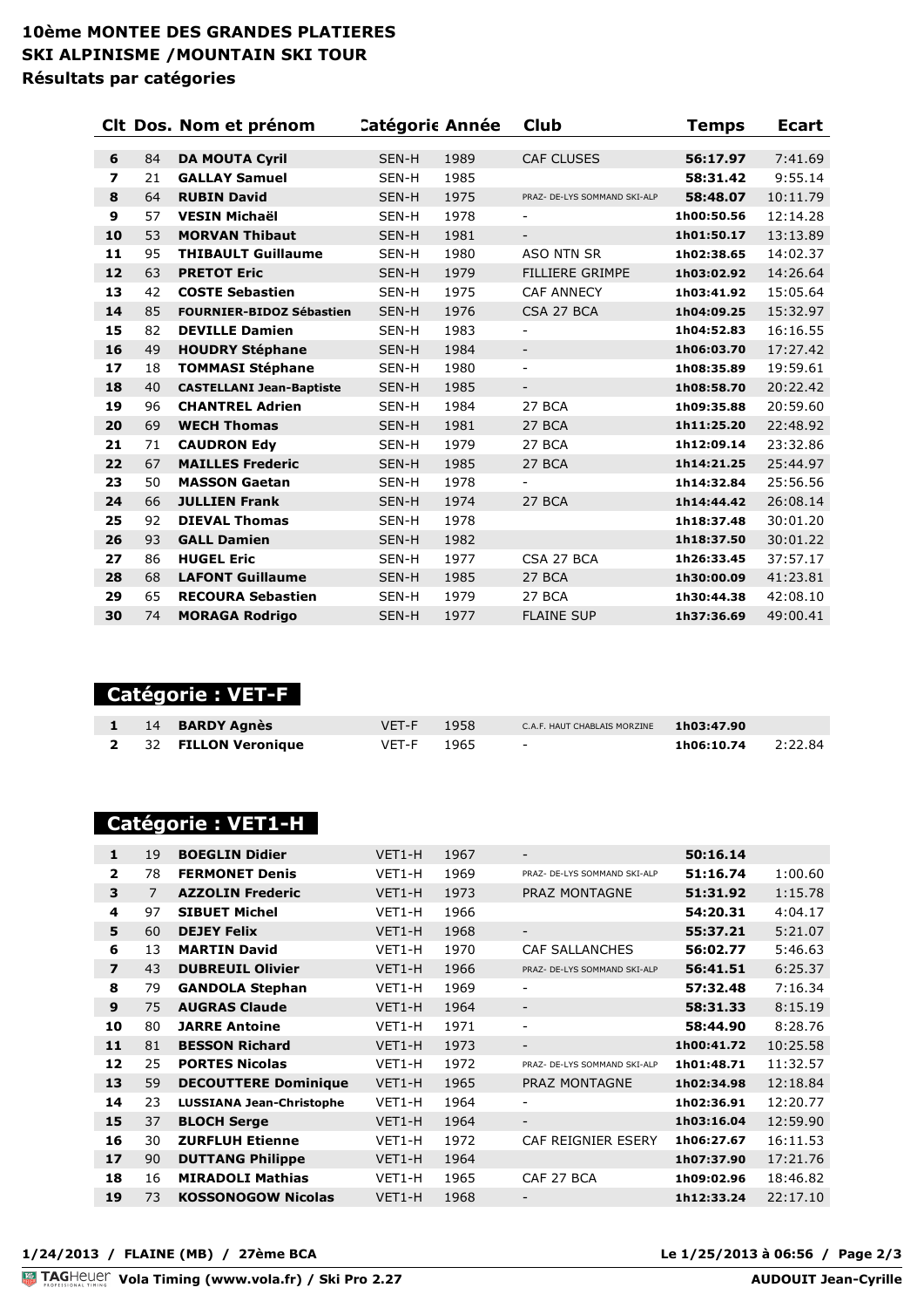# 10ème MONTEE DES GRANDES PLATIERES
## SKI ALPINISME /MOUNTAIN SKI TOUR
### Résultats par catégories

| Clt | Dos. | Nom et prénom | Catégorie | Année | Club | Temps | Ecart |
|---|---|---|---|---|---|---|---|
| 6 | 84 | **DA MOUTA Cyril** | SEN-H | 1989 | CAF CLUSES | **56:17.97** | 7:41.69 |
| 7 | 21 | **GALLAY Samuel** | SEN-H | 1985 | | **58:31.42** | 9:55.14 |
| 8 | 64 | **RUBIN David** | SEN-H | 1975 | PRAZ- DE-LYS SOMMAND SKI-ALP | **58:48.07** | 10:11.79 |
| 9 | 57 | **VESIN Michaël** | SEN-H | 1978 | - | **1h00:50.56** | 12:14.28 |
| 10 | 53 | **MORVAN Thibaut** | SEN-H | 1981 | - | **1h01:50.17** | 13:13.89 |
| 11 | 95 | **THIBAULT Guillaume** | SEN-H | 1980 | ASO NTN SR | **1h02:38.65** | 14:02.37 |
| 12 | 63 | **PRETOT Eric** | SEN-H | 1979 | FILLIERE GRIMPE | **1h03:02.92** | 14:26.64 |
| 13 | 42 | **COSTE Sebastien** | SEN-H | 1975 | CAF ANNECY | **1h03:41.92** | 15:05.64 |
| 14 | 85 | **FOURNIER-BIDOZ Sébastien** | SEN-H | 1976 | CSA 27 BCA | **1h04:09.25** | 15:32.97 |
| 15 | 82 | **DEVILLE Damien** | SEN-H | 1983 | - | **1h04:52.83** | 16:16.55 |
| 16 | 49 | **HOUDRY Stéphane** | SEN-H | 1984 | - | **1h06:03.70** | 17:27.42 |
| 17 | 18 | **TOMMASI Stéphane** | SEN-H | 1980 | - | **1h08:35.89** | 19:59.61 |
| 18 | 40 | **CASTELLANI Jean-Baptiste** | SEN-H | 1985 | - | **1h08:58.70** | 20:22.42 |
| 19 | 96 | **CHANTREL Adrien** | SEN-H | 1984 | 27 BCA | **1h09:35.88** | 20:59.60 |
| 20 | 69 | **WECH Thomas** | SEN-H | 1981 | 27 BCA | **1h11:25.20** | 22:48.92 |
| 21 | 71 | **CAUDRON Edy** | SEN-H | 1979 | 27 BCA | **1h12:09.14** | 23:32.86 |
| 22 | 67 | **MAILLES Frederic** | SEN-H | 1985 | 27 BCA | **1h14:21.25** | 25:44.97 |
| 23 | 50 | **MASSON Gaetan** | SEN-H | 1978 | - | **1h14:32.84** | 25:56.56 |
| 24 | 66 | **JULLIEN Frank** | SEN-H | 1974 | 27 BCA | **1h14:44.42** | 26:08.14 |
| 25 | 92 | **DIEVAL Thomas** | SEN-H | 1978 | | **1h18:37.48** | 30:01.20 |
| 26 | 93 | **GALL Damien** | SEN-H | 1982 | | **1h18:37.50** | 30:01.22 |
| 27 | 86 | **HUGEL Eric** | SEN-H | 1977 | CSA 27 BCA | **1h26:33.45** | 37:57.17 |
| 28 | 68 | **LAFONT Guillaume** | SEN-H | 1985 | 27 BCA | **1h30:00.09** | 41:23.81 |
| 29 | 65 | **RECOURA Sebastien** | SEN-H | 1979 | 27 BCA | **1h30:44.38** | 42:08.10 |
| 30 | 74 | **MORAGA Rodrigo** | SEN-H | 1977 | FLAINE SUP | **1h37:36.69** | 49:00.41 |

## Catégorie : VET-F

| Clt | Dos. | Nom et prénom | Catégorie | Année | Club | Temps | Ecart |
|---|---|---|---|---|---|---|---|
| 1 | 14 | **BARDY Agnès** | VET-F | 1958 | C.A.F. HAUT CHABLAIS MORZINE | **1h03:47.90** | |
| 2 | 32 | **FILLON Veronique** | VET-F | 1965 | - | **1h06:10.74** | 2:22.84 |

## Catégorie : VET1-H

| Clt | Dos. | Nom et prénom | Catégorie | Année | Club | Temps | Ecart |
|---|---|---|---|---|---|---|---|
| 1 | 19 | **BOEGLIN Didier** | VET1-H | 1967 | - | **50:16.14** | |
| 2 | 78 | **FERMONET Denis** | VET1-H | 1969 | PRAZ- DE-LYS SOMMAND SKI-ALP | **51:16.74** | 1:00.60 |
| 3 | 7 | **AZZOLIN Frederic** | VET1-H | 1973 | PRAZ MONTAGNE | **51:31.92** | 1:15.78 |
| 4 | 97 | **SIBUET Michel** | VET1-H | 1966 | | **54:20.31** | 4:04.17 |
| 5 | 60 | **DEJEY Felix** | VET1-H | 1968 | - | **55:37.21** | 5:21.07 |
| 6 | 13 | **MARTIN David** | VET1-H | 1970 | CAF SALLANCHES | **56:02.77** | 5:46.63 |
| 7 | 43 | **DUBREUIL Olivier** | VET1-H | 1966 | PRAZ- DE-LYS SOMMAND SKI-ALP | **56:41.51** | 6:25.37 |
| 8 | 79 | **GANDOLA Stephan** | VET1-H | 1969 | - | **57:32.48** | 7:16.34 |
| 9 | 75 | **AUGRAS Claude** | VET1-H | 1964 | - | **58:31.33** | 8:15.19 |
| 10 | 80 | **JARRE Antoine** | VET1-H | 1971 | - | **58:44.90** | 8:28.76 |
| 11 | 81 | **BESSON Richard** | VET1-H | 1973 | - | **1h00:41.72** | 10:25.58 |
| 12 | 25 | **PORTES Nicolas** | VET1-H | 1972 | PRAZ- DE-LYS SOMMAND SKI-ALP | **1h01:48.71** | 11:32.57 |
| 13 | 59 | **DECOUTTERE Dominique** | VET1-H | 1965 | PRAZ MONTAGNE | **1h02:34.98** | 12:18.84 |
| 14 | 23 | **LUSSIANA Jean-Christophe** | VET1-H | 1964 | - | **1h02:36.91** | 12:20.77 |
| 15 | 37 | **BLOCH Serge** | VET1-H | 1964 | - | **1h03:16.04** | 12:59.90 |
| 16 | 30 | **ZURFLUH Etienne** | VET1-H | 1972 | CAF REIGNIER ESERY | **1h06:27.67** | 16:11.53 |
| 17 | 90 | **DUTTANG Philippe** | VET1-H | 1964 | | **1h07:37.90** | 17:21.76 |
| 18 | 16 | **MIRADOLI Mathias** | VET1-H | 1965 | CAF 27 BCA | **1h09:02.96** | 18:46.82 |
| 19 | 73 | **KOSSONOGOW Nicolas** | VET1-H | 1968 | - | **1h12:33.24** | 22:17.10 |

**1/24/2013 / FLAINE (MB) / 27ème BCA** — **Le 1/25/2013 à 06:56**

TAGHeuer **Vola Timing (www.vola.fr) / Ski Pro 2.27** — **AUDOUIT Jean-Cyrille**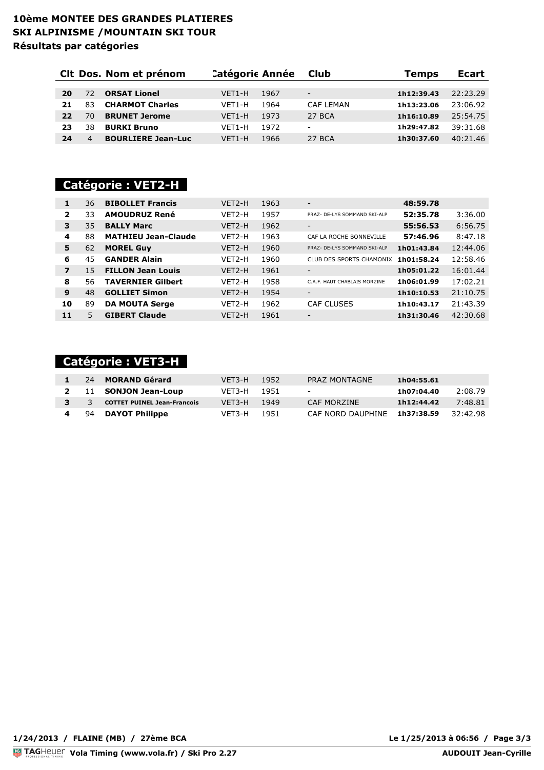**10ème MONTEE DES GRANDES PLATIERES**
**SKI ALPINISME /MOUNTAIN SKI TOUR**
**Résultats par catégories**

| Clt | Dos. | Nom et prénom | Catégorie | Année | Club | Temps | Ecart |
|---|---|---|---|---|---|---|---|
| 20 | 72 | **ORSAT Lionel** | VET1-H | 1967 | - | 1h12:39.43 | 22:23.29 |
| 21 | 83 | **CHARMOT Charles** | VET1-H | 1964 | CAF LEMAN | 1h13:23.06 | 23:06.92 |
| 22 | 70 | **BRUNET Jerome** | VET1-H | 1973 | 27 BCA | 1h16:10.89 | 25:54.75 |
| 23 | 38 | **BURKI Bruno** | VET1-H | 1972 | - | 1h29:47.82 | 39:31.68 |
| 24 | 4 | **BOURLIERE Jean-Luc** | VET1-H | 1966 | 27 BCA | 1h30:37.60 | 40:21.46 |

## Catégorie : VET2-H

| Clt | Dos. | Nom et prénom | Catégorie | Année | Club | Temps | Ecart |
|---|---|---|---|---|---|---|---|
| 1 | 36 | **BIBOLLET Francis** | VET2-H | 1963 | - | 48:59.78 | |
| 2 | 33 | **AMOUDRUZ René** | VET2-H | 1957 | PRAZ- DE-LYS SOMMAND SKI-ALP | 52:35.78 | 3:36.00 |
| 3 | 35 | **BALLY Marc** | VET2-H | 1962 | - | 55:56.53 | 6:56.75 |
| 4 | 88 | **MATHIEU Jean-Claude** | VET2-H | 1963 | CAF LA ROCHE BONNEVILLE | 57:46.96 | 8:47.18 |
| 5 | 62 | **MOREL Guy** | VET2-H | 1960 | PRAZ- DE-LYS SOMMAND SKI-ALP | 1h01:43.84 | 12:44.06 |
| 6 | 45 | **GANDER Alain** | VET2-H | 1960 | CLUB DES SPORTS CHAMONIX | 1h01:58.24 | 12:58.46 |
| 7 | 15 | **FILLON Jean Louis** | VET2-H | 1961 | - | 1h05:01.22 | 16:01.44 |
| 8 | 56 | **TAVERNIER Gilbert** | VET2-H | 1958 | C.A.F. HAUT CHABLAIS MORZINE | 1h06:01.99 | 17:02.21 |
| 9 | 48 | **GOLLIET Simon** | VET2-H | 1954 | - | 1h10:10.53 | 21:10.75 |
| 10 | 89 | **DA MOUTA Serge** | VET2-H | 1962 | CAF CLUSES | 1h10:43.17 | 21:43.39 |
| 11 | 5 | **GIBERT Claude** | VET2-H | 1961 | - | 1h31:30.46 | 42:30.68 |

## Catégorie : VET3-H

| Clt | Dos. | Nom et prénom | Catégorie | Année | Club | Temps | Ecart |
|---|---|---|---|---|---|---|---|
| 1 | 24 | **MORAND Gérard** | VET3-H | 1952 | PRAZ MONTAGNE | 1h04:55.61 | |
| 2 | 11 | **SONJON Jean-Loup** | VET3-H | 1951 | - | 1h07:04.40 | 2:08.79 |
| 3 | 3 | **COTTET PUINEL Jean-Francois** | VET3-H | 1949 | CAF MORZINE | 1h12:44.42 | 7:48.81 |
| 4 | 94 | **DAYOT Philippe** | VET3-H | 1951 | CAF NORD DAUPHINE | 1h37:38.59 | 32:42.98 |